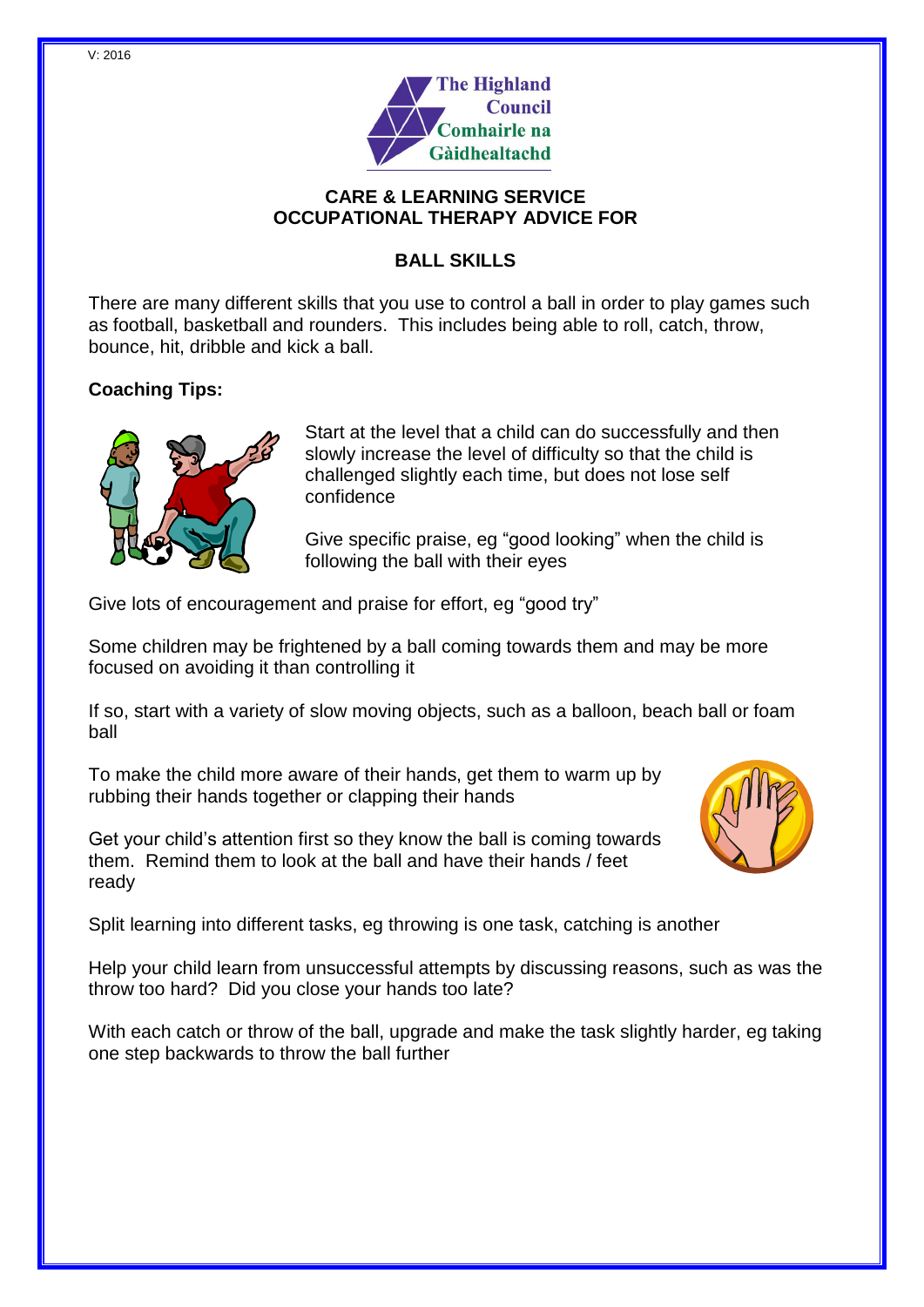V: 2016

The Highland Council
Comhairle na Gàidhealtachd

## CARE & LEARNING SERVICE
## OCCUPATIONAL THERAPY ADVICE FOR

## BALL SKILLS

There are many different skills that you use to control a ball in order to play games such as football, basketball and rounders. This includes being able to roll, catch, throw, bounce, hit, dribble and kick a ball.

**Coaching Tips:**

Start at the level that a child can do successfully and then slowly increase the level of difficulty so that the child is challenged slightly each time, but does not lose self confidence

Give specific praise, eg "good looking" when the child is following the ball with their eyes

Give lots of encouragement and praise for effort, eg "good try"

Some children may be frightened by a ball coming towards them and may be more focused on avoiding it than controlling it

If so, start with a variety of slow moving objects, such as a balloon, beach ball or foam ball

To make the child more aware of their hands, get them to warm up by rubbing their hands together or clapping their hands

Get your child's attention first so they know the ball is coming towards them. Remind them to look at the ball and have their hands / feet ready

Split learning into different tasks, eg throwing is one task, catching is another

Help your child learn from unsuccessful attempts by discussing reasons, such as was the throw too hard? Did you close your hands too late?

With each catch or throw of the ball, upgrade and make the task slightly harder, eg taking one step backwards to throw the ball further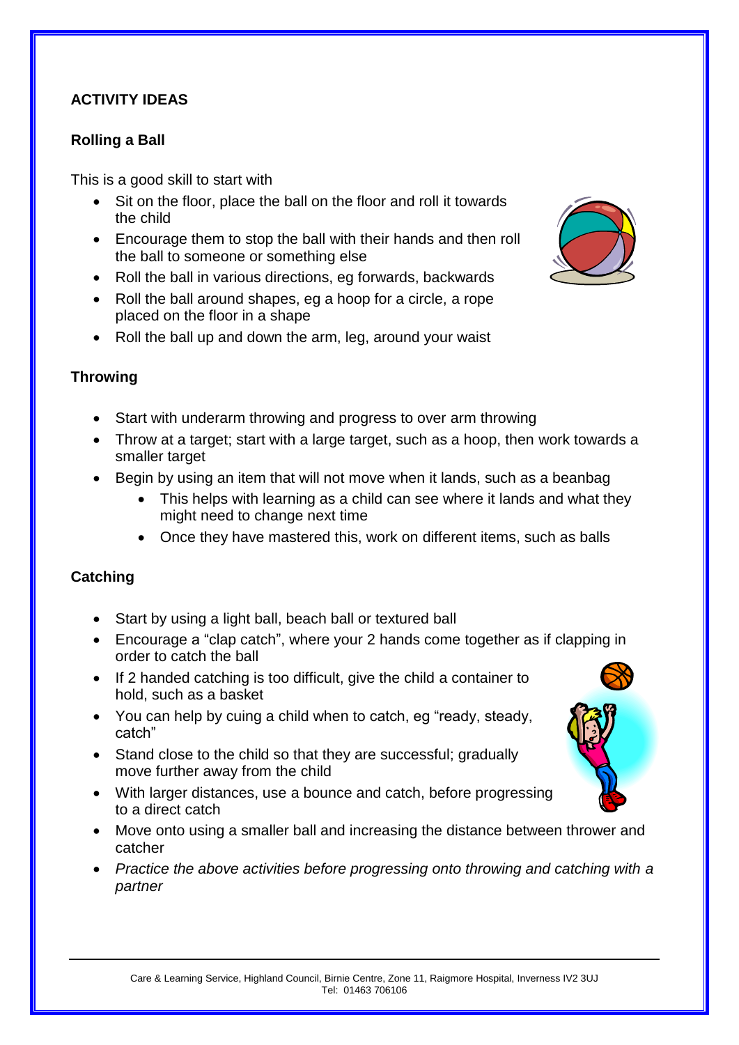## ACTIVITY IDEAS

### Rolling a Ball

This is a good skill to start with

- Sit on the floor, place the ball on the floor and roll it towards the child
- Encourage them to stop the ball with their hands and then roll the ball to someone or something else
- Roll the ball in various directions, eg forwards, backwards
- Roll the ball around shapes, eg a hoop for a circle, a rope placed on the floor in a shape
- Roll the ball up and down the arm, leg, around your waist

### Throwing

- Start with underarm throwing and progress to over arm throwing
- Throw at a target; start with a large target, such as a hoop, then work towards a smaller target
- Begin by using an item that will not move when it lands, such as a beanbag
  - This helps with learning as a child can see where it lands and what they might need to change next time
  - Once they have mastered this, work on different items, such as balls

### Catching

- Start by using a light ball, beach ball or textured ball
- Encourage a "clap catch", where your 2 hands come together as if clapping in order to catch the ball
- If 2 handed catching is too difficult, give the child a container to hold, such as a basket
- You can help by cuing a child when to catch, eg "ready, steady, catch"
- Stand close to the child so that they are successful; gradually move further away from the child
- With larger distances, use a bounce and catch, before progressing to a direct catch
- Move onto using a smaller ball and increasing the distance between thrower and catcher
- *Practice the above activities before progressing onto throwing and catching with a partner*

Care & Learning Service, Highland Council, Birnie Centre, Zone 11, Raigmore Hospital, Inverness IV2 3UJ
Tel: 01463 706106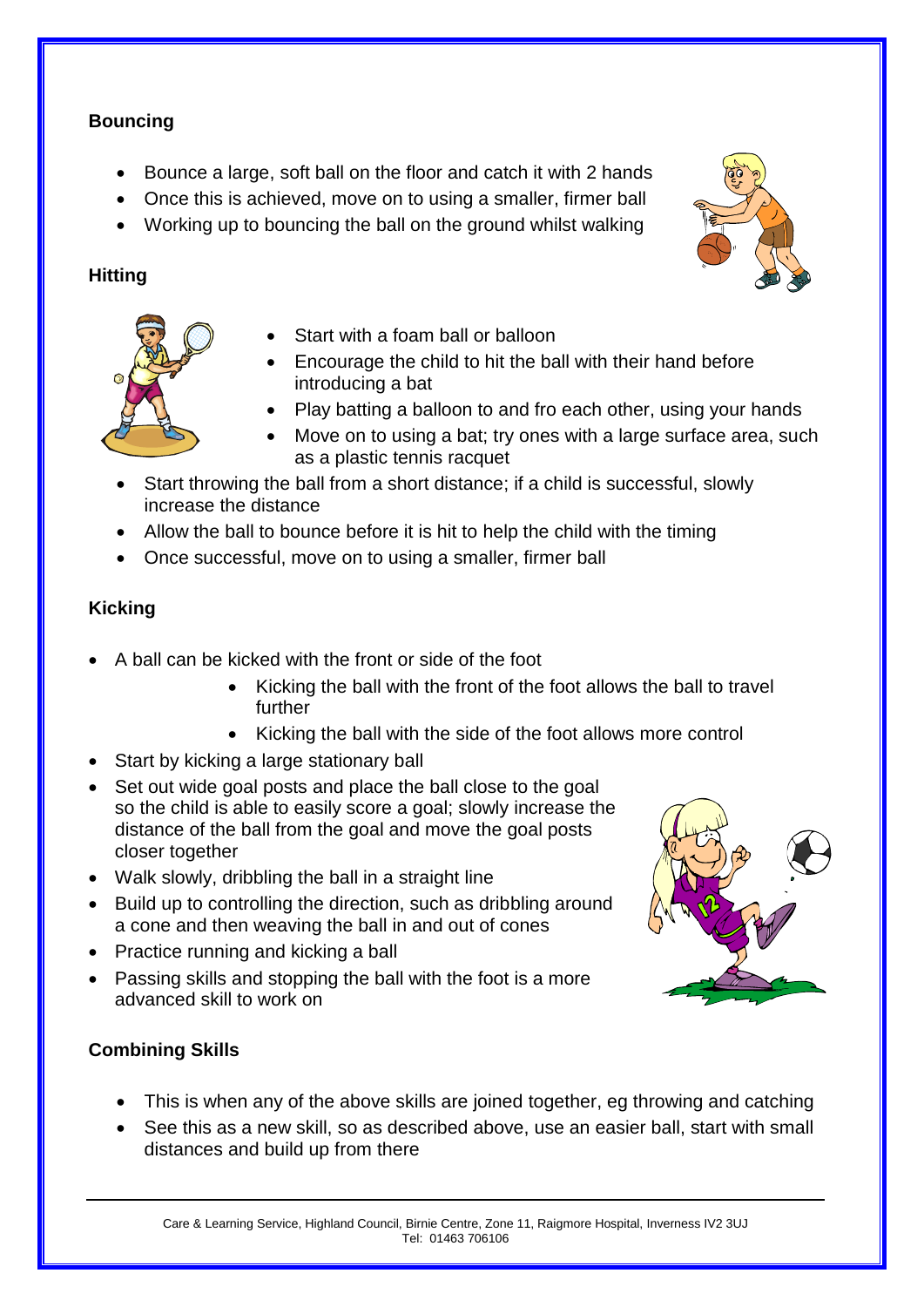## Bouncing

- Bounce a large, soft ball on the floor and catch it with 2 hands
- Once this is achieved, move on to using a smaller, firmer ball
- Working up to bouncing the ball on the ground whilst walking

## Hitting

- Start with a foam ball or balloon
- Encourage the child to hit the ball with their hand before introducing a bat
- Play batting a balloon to and fro each other, using your hands
- Move on to using a bat; try ones with a large surface area, such as a plastic tennis racquet
- Start throwing the ball from a short distance; if a child is successful, slowly increase the distance
- Allow the ball to bounce before it is hit to help the child with the timing
- Once successful, move on to using a smaller, firmer ball

## Kicking

- A ball can be kicked with the front or side of the foot
  - Kicking the ball with the front of the foot allows the ball to travel further
  - Kicking the ball with the side of the foot allows more control
- Start by kicking a large stationary ball
- Set out wide goal posts and place the ball close to the goal so the child is able to easily score a goal; slowly increase the distance of the ball from the goal and move the goal posts closer together
- Walk slowly, dribbling the ball in a straight line
- Build up to controlling the direction, such as dribbling around a cone and then weaving the ball in and out of cones
- Practice running and kicking a ball
- Passing skills and stopping the ball with the foot is a more advanced skill to work on

## Combining Skills

- This is when any of the above skills are joined together, eg throwing and catching
- See this as a new skill, so as described above, use an easier ball, start with small distances and build up from there

Care & Learning Service, Highland Council, Birnie Centre, Zone 11, Raigmore Hospital, Inverness IV2 3UJ
Tel: 01463 706106